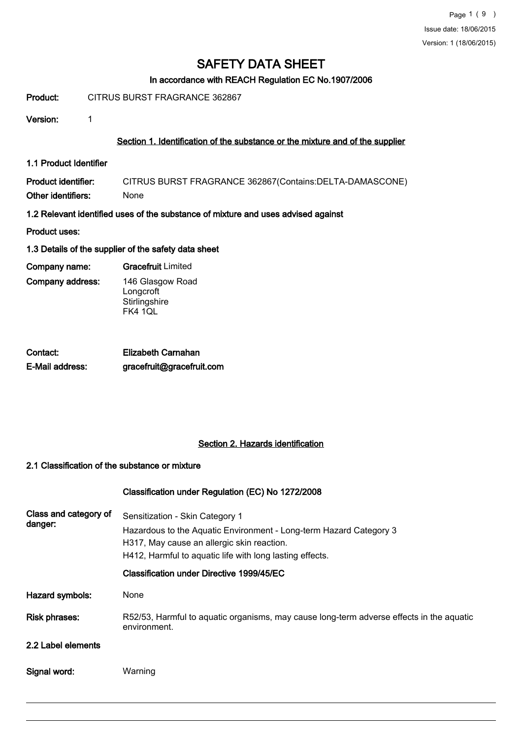# SAFETY DATA SHEET

### In accordance with REACH Regulation EC No.1907/2006

**Product:** CITRUS BURST FRAGRANCE 362867

**Version:** 1

## Section 1. Identification of the substance or the mixture and of the supplier

### 1.1 Product Identifier

**Product identifier:** CITRUS BURST FRAGRANCE 362867(Contains:DELTA-DAMASCONE)

**Other identifiers:** None

### 1.2 Relevant identified uses of the substance of mixture and uses advised against

**Product uses:**

### 1.3 Details of the supplier of the safety data sheet

**Company name:** **Gracefruit** Limited

**Company address:** 146 Glasgow Road
Longcroft
Stirlingshire
FK4 1QL

**Contact:** **Elizabeth Carnahan**

**E-Mail address:** **gracefruit@gracefruit.com**

## Section 2. Hazards identification

### 2.1 Classification of the substance or mixture

**Classification under Regulation (EC) No 1272/2008**

**Class and category of danger:**
Sensitization - Skin Category 1
Hazardous to the Aquatic Environment - Long-term Hazard Category 3
H317, May cause an allergic skin reaction.
H412, Harmful to aquatic life with long lasting effects.

**Classification under Directive 1999/45/EC**

**Hazard symbols:** None

**Risk phrases:** R52/53, Harmful to aquatic organisms, may cause long-term adverse effects in the aquatic environment.

### 2.2 Label elements

**Signal word:** Warning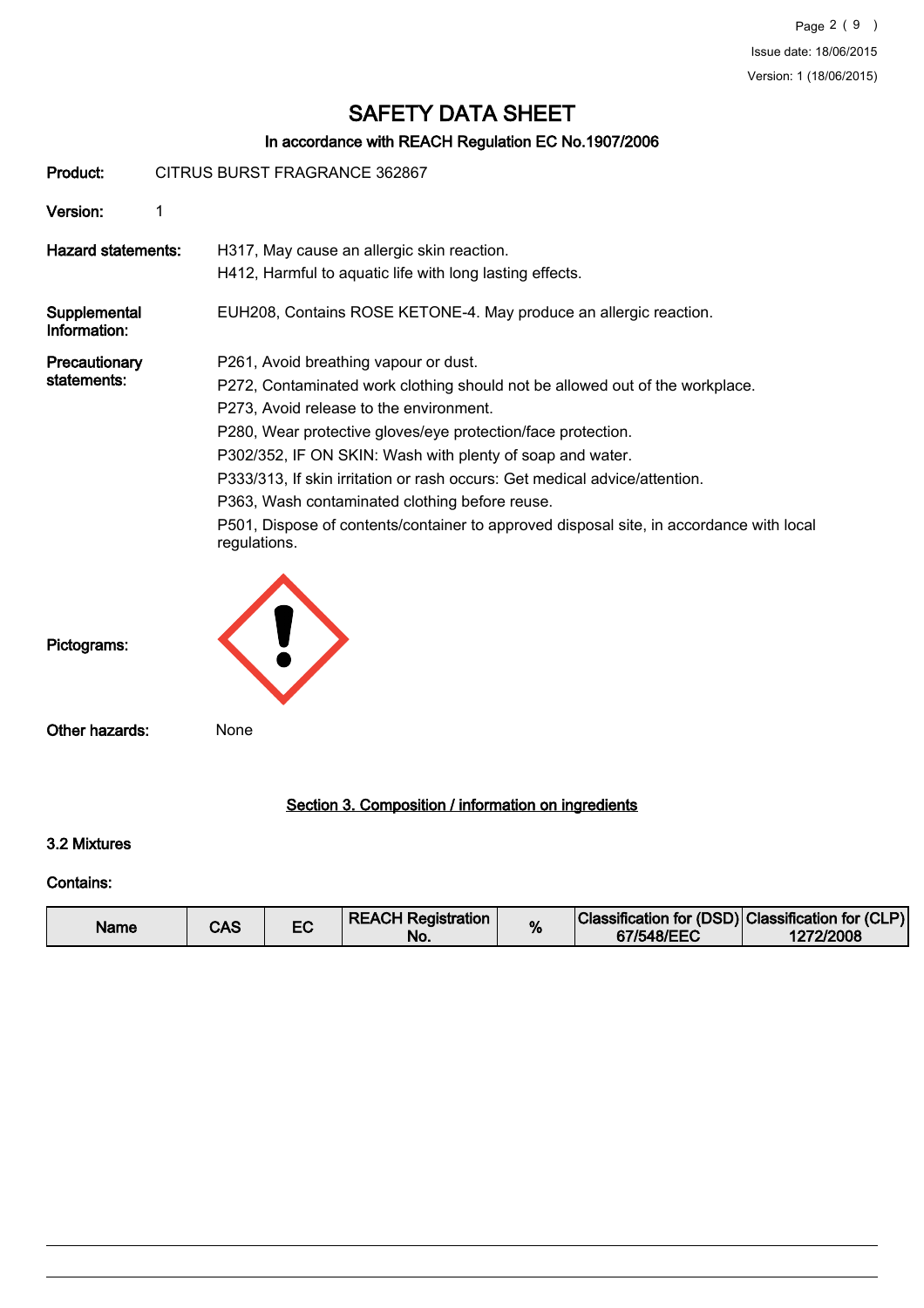# SAFETY DATA SHEET

## In accordance with REACH Regulation EC No.1907/2006

**Product:** CITRUS BURST FRAGRANCE 362867

**Version:** 1

**Hazard statements:**
H317, May cause an allergic skin reaction.
H412, Harmful to aquatic life with long lasting effects.

**Supplemental Information:**
EUH208, Contains ROSE KETONE-4. May produce an allergic reaction.

**Precautionary statements:**
P261, Avoid breathing vapour or dust.
P272, Contaminated work clothing should not be allowed out of the workplace.
P273, Avoid release to the environment.
P280, Wear protective gloves/eye protection/face protection.
P302/352, IF ON SKIN: Wash with plenty of soap and water.
P333/313, If skin irritation or rash occurs: Get medical advice/attention.
P363, Wash contaminated clothing before reuse.
P501, Dispose of contents/container to approved disposal site, in accordance with local regulations.

**Pictograms:**

**Other hazards:** None

## Section 3. Composition / information on ingredients

### 3.2 Mixtures

**Contains:**

| Name | CAS | EC | REACH Registration No. | % | Classification for (DSD) 67/548/EEC | Classification for (CLP) 1272/2008 |
|---|---|---|---|---|---|---|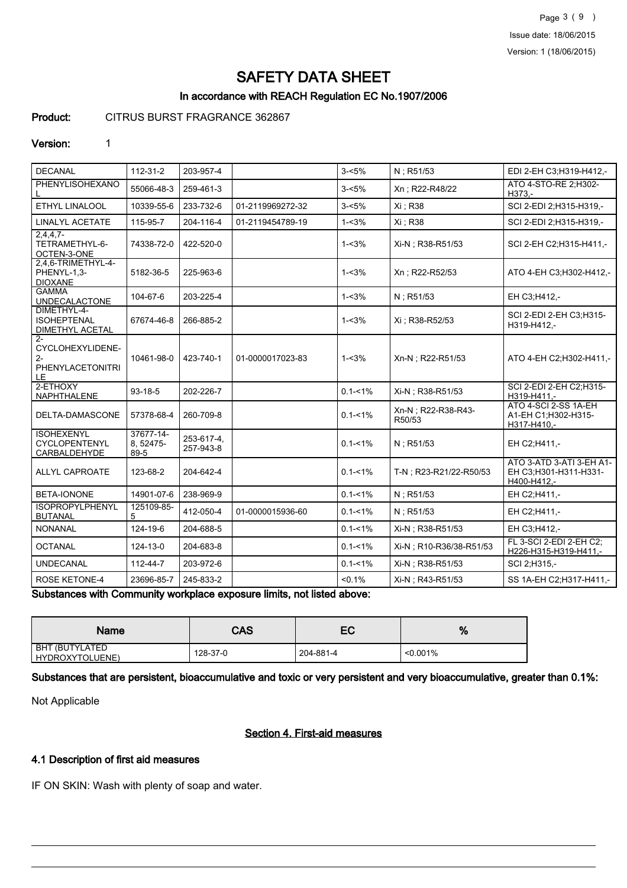# SAFETY DATA SHEET

## In accordance with REACH Regulation EC No.1907/2006

**Product:** CITRUS BURST FRAGRANCE 362867

**Version:** 1

| | | | | | | |
|---|---|---|---|---|---|---|
| DECANAL | 112-31-2 | 203-957-4 | | 3-<5% | N ; R51/53 | EDI 2-EH C3;H319-H412,- |
| PHENYLISOHEXANOL | 55066-48-3 | 259-461-3 | | 3-<5% | Xn ; R22-R48/22 | ATO 4-STO-RE 2;H302-H373,- |
| ETHYL LINALOOL | 10339-55-6 | 233-732-6 | 01-2119969272-32 | 3-<5% | Xi ; R38 | SCI 2-EDI 2;H315-H319,- |
| LINALYL ACETATE | 115-95-7 | 204-116-4 | 01-2119454789-19 | 1-<3% | Xi ; R38 | SCI 2-EDI 2;H315-H319,- |
| 2,4,4,7-TETRAMETHYL-6-OCTEN-3-ONE | 74338-72-0 | 422-520-0 | | 1-<3% | Xi-N ; R38-R51/53 | SCI 2-EH C2;H315-H411,- |
| 2,4,6-TRIMETHYL-4-PHENYL-1,3-DIOXANE | 5182-36-5 | 225-963-6 | | 1-<3% | Xn ; R22-R52/53 | ATO 4-EH C3;H302-H412,- |
| GAMMA UNDECALACTONE | 104-67-6 | 203-225-4 | | 1-<3% | N ; R51/53 | EH C3;H412,- |
| DIMETHYL-4-ISOHEPTENAL DIMETHYL ACETAL | 67674-46-8 | 266-885-2 | | 1-<3% | Xi ; R38-R52/53 | SCI 2-EDI 2-EH C3;H315-H319-H412,- |
| 2-CYCLOHEXYLIDENE-2-PHENYLACETONITRILE | 10461-98-0 | 423-740-1 | 01-0000017023-83 | 1-<3% | Xn-N ; R22-R51/53 | ATO 4-EH C2;H302-H411,- |
| 2-ETHOXY NAPHTHALENE | 93-18-5 | 202-226-7 | | 0.1-<1% | Xi-N ; R38-R51/53 | SCI 2-EDI 2-EH C2;H315-H319-H411,- |
| DELTA-DAMASCONE | 57378-68-4 | 260-709-8 | | 0.1-<1% | Xn-N ; R22-R38-R43-R50/53 | ATO 4-SCI 2-SS 1A-EH A1-EH C1;H302-H315-H317-H410,- |
| ISOHEXENYL CYCLOPENTENYL CARBALDEHYDE | 37677-14-8, 52475-89-5 | 253-617-4, 257-943-8 | | 0.1-<1% | N ; R51/53 | EH C2;H411,- |
| ALLYL CAPROATE | 123-68-2 | 204-642-4 | | 0.1-<1% | T-N ; R23-R21/22-R50/53 | ATO 3-ATD 3-ATI 3-EH A1-EH C3;H301-H311-H331-H400-H412,- |
| BETA-IONONE | 14901-07-6 | 238-969-9 | | 0.1-<1% | N ; R51/53 | EH C2;H411,- |
| ISOPROPYLPHENYL BUTANAL | 125109-85-5 | 412-050-4 | 01-0000015936-60 | 0.1-<1% | N ; R51/53 | EH C2;H411,- |
| NONANAL | 124-19-6 | 204-688-5 | | 0.1-<1% | Xi-N ; R38-R51/53 | EH C3;H412,- |
| OCTANAL | 124-13-0 | 204-683-8 | | 0.1-<1% | Xi-N ; R10-R36/38-R51/53 | FL 3-SCI 2-EDI 2-EH C2;H226-H315-H319-H411,- |
| UNDECANAL | 112-44-7 | 203-972-6 | | 0.1-<1% | Xi-N ; R38-R51/53 | SCI 2;H315,- |
| ROSE KETONE-4 | 23696-85-7 | 245-833-2 | | <0.1% | Xi-N ; R43-R51/53 | SS 1A-EH C2;H317-H411,- |

**Substances with Community workplace exposure limits, not listed above:**

| Name | CAS | EC | % |
|---|---|---|---|
| BHT (BUTYLATED HYDROXYTOLUENE) | 128-37-0 | 204-881-4 | <0.001% |

**Substances that are persistent, bioaccumulative and toxic or very persistent and very bioaccumulative, greater than 0.1%:**

Not Applicable

## Section 4. First-aid measures

### 4.1 Description of first aid measures

IF ON SKIN: Wash with plenty of soap and water.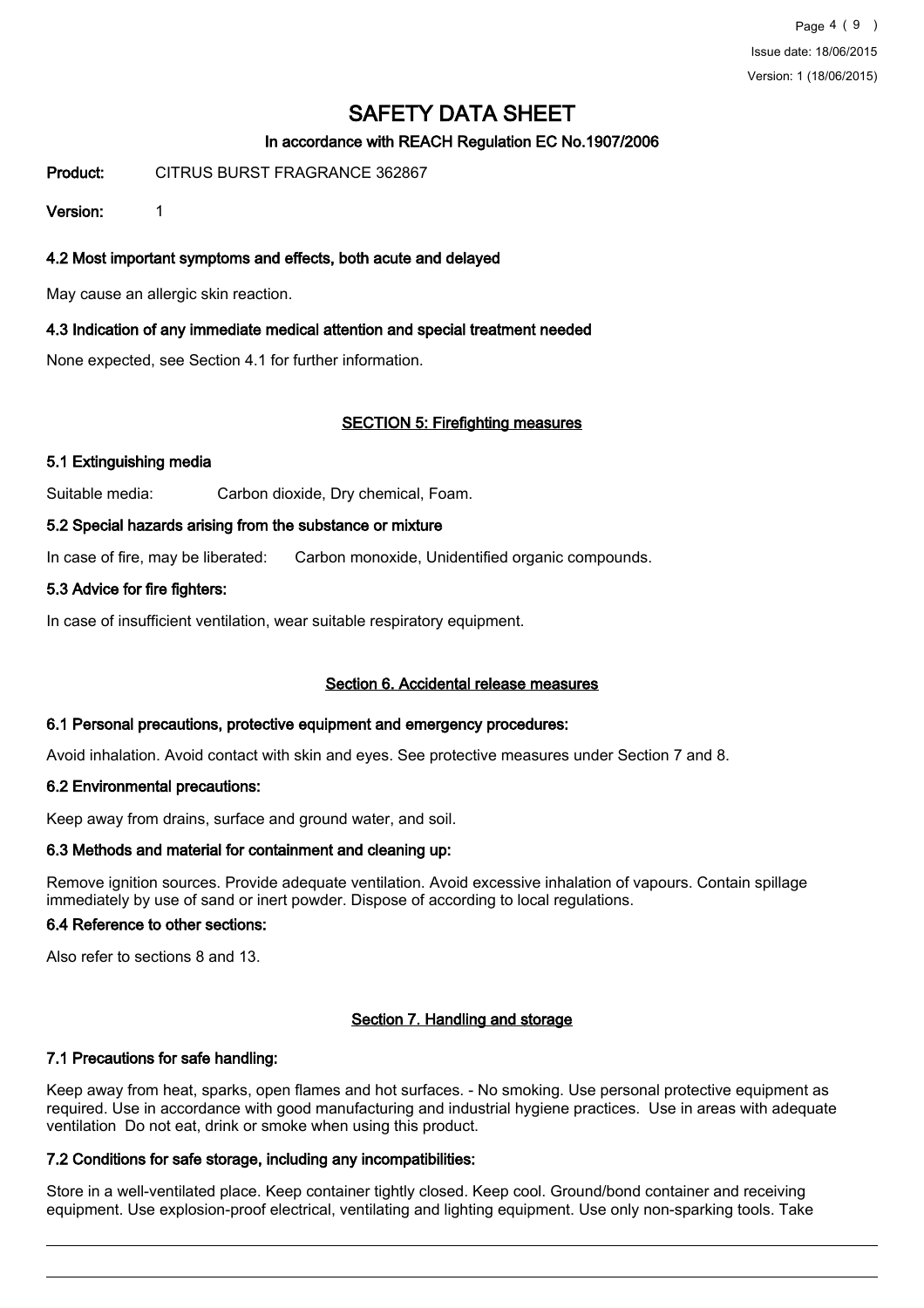# SAFETY DATA SHEET

In accordance with REACH Regulation EC No.1907/2006

**Product:** CITRUS BURST FRAGRANCE 362867

**Version:** 1

### 4.2 Most important symptoms and effects, both acute and delayed

May cause an allergic skin reaction.

### 4.3 Indication of any immediate medical attention and special treatment needed

None expected, see Section 4.1 for further information.

## SECTION 5: Firefighting measures

### 5.1 Extinguishing media

Suitable media: Carbon dioxide, Dry chemical, Foam.

### 5.2 Special hazards arising from the substance or mixture

In case of fire, may be liberated: Carbon monoxide, Unidentified organic compounds.

### 5.3 Advice for fire fighters:

In case of insufficient ventilation, wear suitable respiratory equipment.

## Section 6. Accidental release measures

### 6.1 Personal precautions, protective equipment and emergency procedures:

Avoid inhalation. Avoid contact with skin and eyes. See protective measures under Section 7 and 8.

### 6.2 Environmental precautions:

Keep away from drains, surface and ground water, and soil.

### 6.3 Methods and material for containment and cleaning up:

Remove ignition sources. Provide adequate ventilation. Avoid excessive inhalation of vapours. Contain spillage immediately by use of sand or inert powder. Dispose of according to local regulations.

### 6.4 Reference to other sections:

Also refer to sections 8 and 13.

## Section 7. Handling and storage

### 7.1 Precautions for safe handling:

Keep away from heat, sparks, open flames and hot surfaces. - No smoking. Use personal protective equipment as required. Use in accordance with good manufacturing and industrial hygiene practices. Use in areas with adequate ventilation Do not eat, drink or smoke when using this product.

### 7.2 Conditions for safe storage, including any incompatibilities:

Store in a well-ventilated place. Keep container tightly closed. Keep cool. Ground/bond container and receiving equipment. Use explosion-proof electrical, ventilating and lighting equipment. Use only non-sparking tools. Take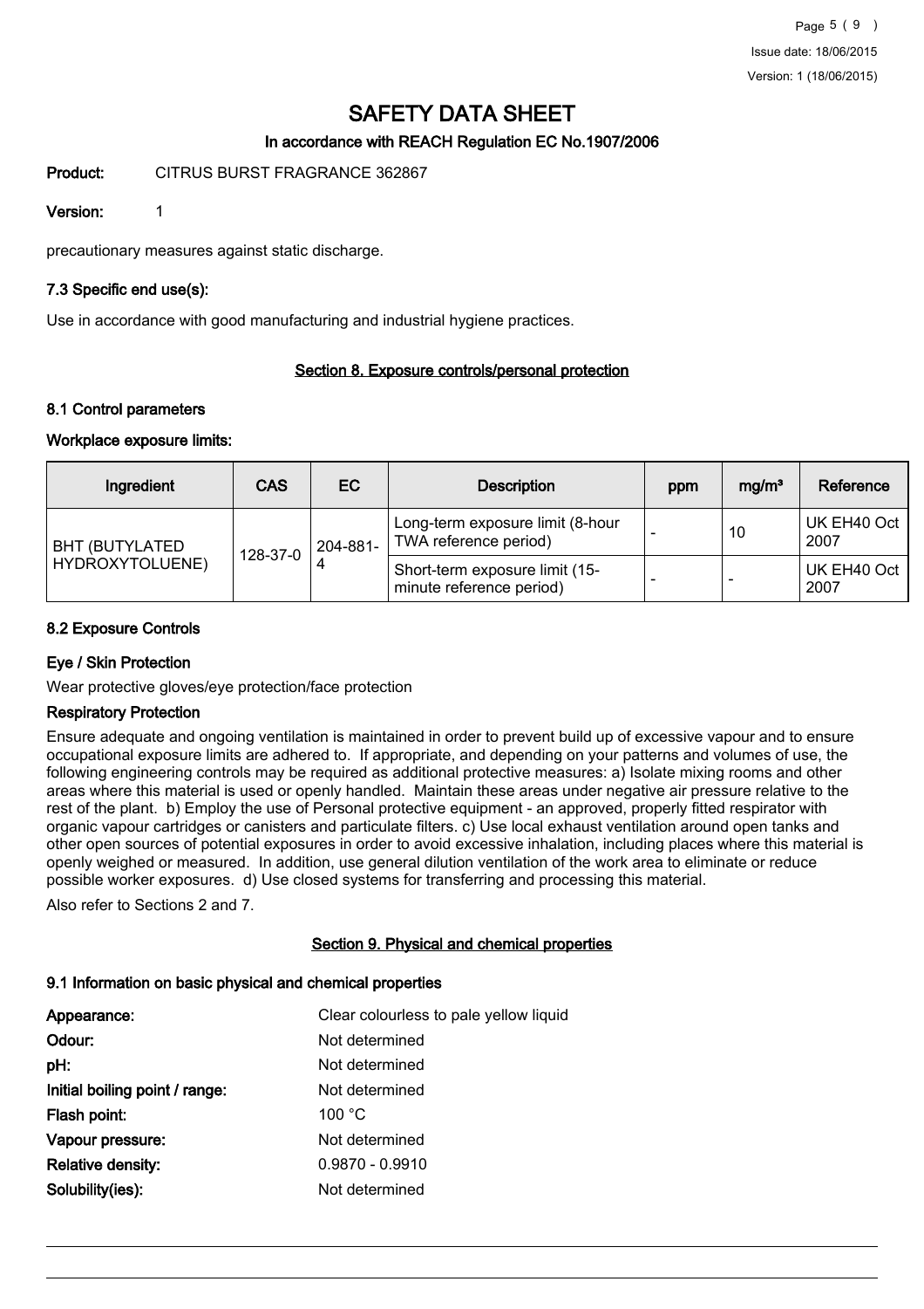# SAFETY DATA SHEET

### In accordance with REACH Regulation EC No.1907/2006

**Product:** CITRUS BURST FRAGRANCE 362867

**Version:** 1

precautionary measures against static discharge.

### 7.3 Specific end use(s):

Use in accordance with good manufacturing and industrial hygiene practices.

## Section 8. Exposure controls/personal protection

### 8.1 Control parameters

### Workplace exposure limits:

| Ingredient | CAS | EC | Description | ppm | mg/m³ | Reference |
|---|---|---|---|---|---|---|
| BHT (BUTYLATED HYDROXYTOLUENE) | 128-37-0 | 204-881-4 | Long-term exposure limit (8-hour TWA reference period) | - | 10 | UK EH40 Oct 2007 |
| | | | Short-term exposure limit (15-minute reference period) | - | - | UK EH40 Oct 2007 |

### 8.2 Exposure Controls

### Eye / Skin Protection

Wear protective gloves/eye protection/face protection

### Respiratory Protection

Ensure adequate and ongoing ventilation is maintained in order to prevent build up of excessive vapour and to ensure occupational exposure limits are adhered to. If appropriate, and depending on your patterns and volumes of use, the following engineering controls may be required as additional protective measures: a) Isolate mixing rooms and other areas where this material is used or openly handled. Maintain these areas under negative air pressure relative to the rest of the plant. b) Employ the use of Personal protective equipment - an approved, properly fitted respirator with organic vapour cartridges or canisters and particulate filters. c) Use local exhaust ventilation around open tanks and other open sources of potential exposures in order to avoid excessive inhalation, including places where this material is openly weighed or measured. In addition, use general dilution ventilation of the work area to eliminate or reduce possible worker exposures. d) Use closed systems for transferring and processing this material.

Also refer to Sections 2 and 7.

## Section 9. Physical and chemical properties

### 9.1 Information on basic physical and chemical properties

**Appearance:** Clear colourless to pale yellow liquid

**Odour:** Not determined

**pH:** Not determined

**Initial boiling point / range:** Not determined

**Flash point:** 100 °C

**Vapour pressure:** Not determined

**Relative density:** 0.9870 - 0.9910

**Solubility(ies):** Not determined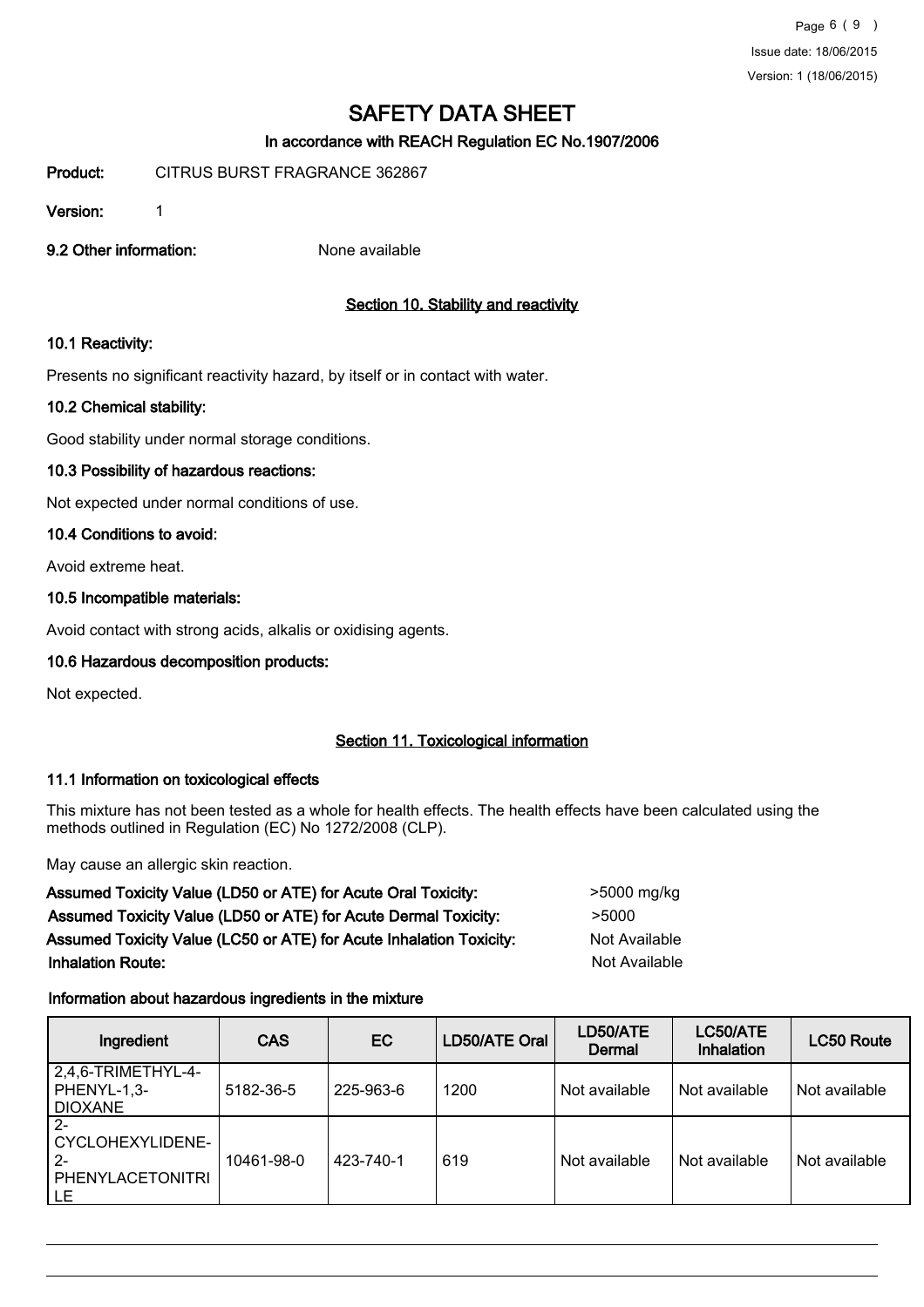# SAFETY DATA SHEET

## In accordance with REACH Regulation EC No.1907/2006

**Product:** CITRUS BURST FRAGRANCE 362867

**Version:** 1

**9.2 Other information:** None available

## Section 10. Stability and reactivity

### 10.1 Reactivity:

Presents no significant reactivity hazard, by itself or in contact with water.

### 10.2 Chemical stability:

Good stability under normal storage conditions.

### 10.3 Possibility of hazardous reactions:

Not expected under normal conditions of use.

### 10.4 Conditions to avoid:

Avoid extreme heat.

### 10.5 Incompatible materials:

Avoid contact with strong acids, alkalis or oxidising agents.

### 10.6 Hazardous decomposition products:

Not expected.

## Section 11. Toxicological information

### 11.1 Information on toxicological effects

This mixture has not been tested as a whole for health effects. The health effects have been calculated using the methods outlined in Regulation (EC) No 1272/2008 (CLP).

May cause an allergic skin reaction.

**Assumed Toxicity Value (LD50 or ATE) for Acute Oral Toxicity:** >5000 mg/kg

**Assumed Toxicity Value (LD50 or ATE) for Acute Dermal Toxicity:** >5000

**Assumed Toxicity Value (LC50 or ATE) for Acute Inhalation Toxicity:** Not Available

**Inhalation Route:** Not Available

### Information about hazardous ingredients in the mixture

| Ingredient | CAS | EC | LD50/ATE Oral | LD50/ATE Dermal | LC50/ATE Inhalation | LC50 Route |
|---|---|---|---|---|---|---|
| 2,4,6-TRIMETHYL-4-PHENYL-1,3-DIOXANE | 5182-36-5 | 225-963-6 | 1200 | Not available | Not available | Not available |
| 2-CYCLOHEXYLIDENE-2-PHENYLACETONITRILE | 10461-98-0 | 423-740-1 | 619 | Not available | Not available | Not available |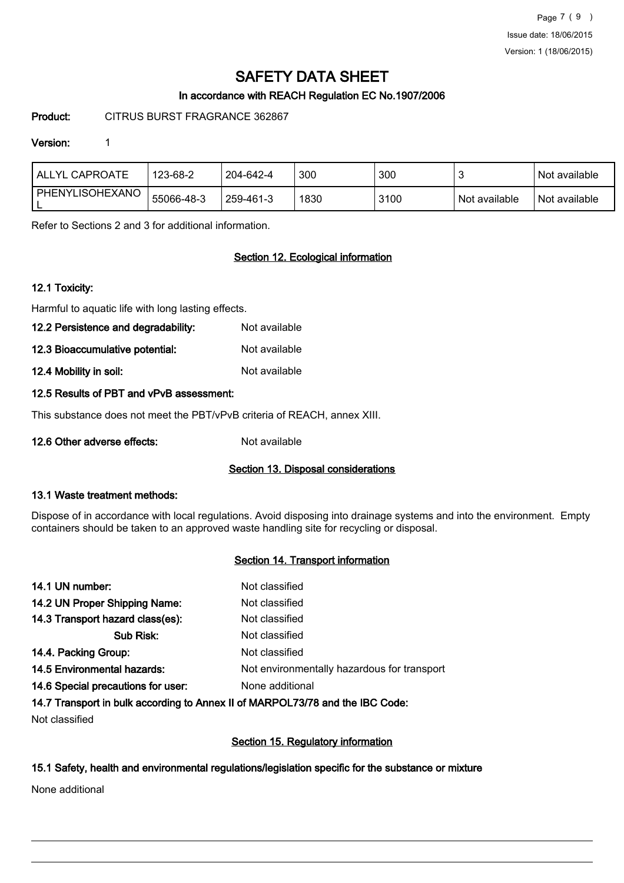| ALLYL CAPROATE | 123-68-2 | 204-642-4 | 300 | 300 | 3 | Not available |
|---|---|---|---|---|---|---|
| PHENYLISOHEXANOL | 55066-48-3 | 259-461-3 | 1830 | 3100 | Not available | Not available |

Refer to Sections 2 and 3 for additional information.

## Section 12. Ecological information

### 12.1 Toxicity:

Harmful to aquatic life with long lasting effects.

**12.2 Persistence and degradability:** Not available

**12.3 Bioaccumulative potential:** Not available

**12.4 Mobility in soil:** Not available

### 12.5 Results of PBT and vPvB assessment:

This substance does not meet the PBT/vPvB criteria of REACH, annex XIII.

**12.6 Other adverse effects:** Not available

## Section 13. Disposal considerations

### 13.1 Waste treatment methods:

Dispose of in accordance with local regulations. Avoid disposing into drainage systems and into the environment. Empty containers should be taken to an approved waste handling site for recycling or disposal.

## Section 14. Transport information

**14.1 UN number:** Not classified

**14.2 UN Proper Shipping Name:** Not classified

**14.3 Transport hazard class(es):** Not classified

**Sub Risk:** Not classified

**14.4. Packing Group:** Not classified

**14.5 Environmental hazards:** Not environmentally hazardous for transport

**14.6 Special precautions for user:** None additional

### 14.7 Transport in bulk according to Annex II of MARPOL73/78 and the IBC Code:

Not classified

## Section 15. Regulatory information

### 15.1 Safety, health and environmental regulations/legislation specific for the substance or mixture

None additional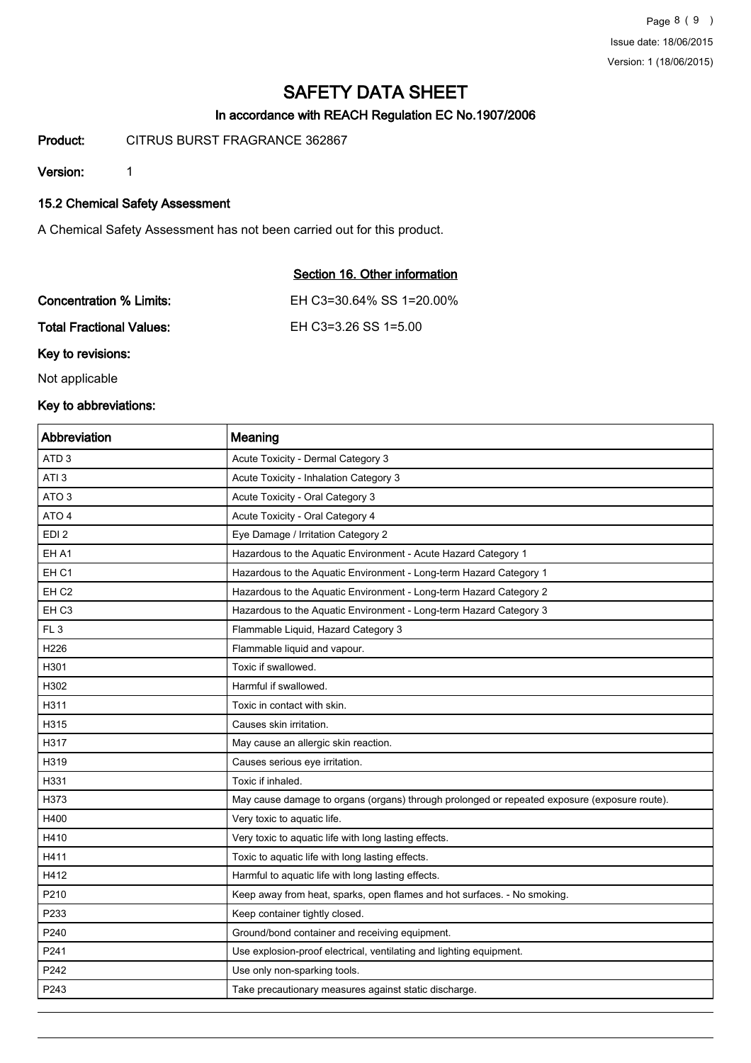# SAFETY DATA SHEET

## In accordance with REACH Regulation EC No.1907/2006

**Product:** CITRUS BURST FRAGRANCE 362867

**Version:** 1

### 15.2 Chemical Safety Assessment

A Chemical Safety Assessment has not been carried out for this product.

## Section 16. Other information

**Concentration % Limits:** EH C3=30.64% SS 1=20.00%

**Total Fractional Values:** EH C3=3.26 SS 1=5.00

**Key to revisions:**

Not applicable

**Key to abbreviations:**

| Abbreviation | Meaning |
|---|---|
| ATD 3 | Acute Toxicity - Dermal Category 3 |
| ATI 3 | Acute Toxicity - Inhalation Category 3 |
| ATO 3 | Acute Toxicity - Oral Category 3 |
| ATO 4 | Acute Toxicity - Oral Category 4 |
| EDI 2 | Eye Damage / Irritation Category 2 |
| EH A1 | Hazardous to the Aquatic Environment - Acute Hazard Category 1 |
| EH C1 | Hazardous to the Aquatic Environment - Long-term Hazard Category 1 |
| EH C2 | Hazardous to the Aquatic Environment - Long-term Hazard Category 2 |
| EH C3 | Hazardous to the Aquatic Environment - Long-term Hazard Category 3 |
| FL 3 | Flammable Liquid, Hazard Category 3 |
| H226 | Flammable liquid and vapour. |
| H301 | Toxic if swallowed. |
| H302 | Harmful if swallowed. |
| H311 | Toxic in contact with skin. |
| H315 | Causes skin irritation. |
| H317 | May cause an allergic skin reaction. |
| H319 | Causes serious eye irritation. |
| H331 | Toxic if inhaled. |
| H373 | May cause damage to organs (organs) through prolonged or repeated exposure (exposure route). |
| H400 | Very toxic to aquatic life. |
| H410 | Very toxic to aquatic life with long lasting effects. |
| H411 | Toxic to aquatic life with long lasting effects. |
| H412 | Harmful to aquatic life with long lasting effects. |
| P210 | Keep away from heat, sparks, open flames and hot surfaces. - No smoking. |
| P233 | Keep container tightly closed. |
| P240 | Ground/bond container and receiving equipment. |
| P241 | Use explosion-proof electrical, ventilating and lighting equipment. |
| P242 | Use only non-sparking tools. |
| P243 | Take precautionary measures against static discharge. |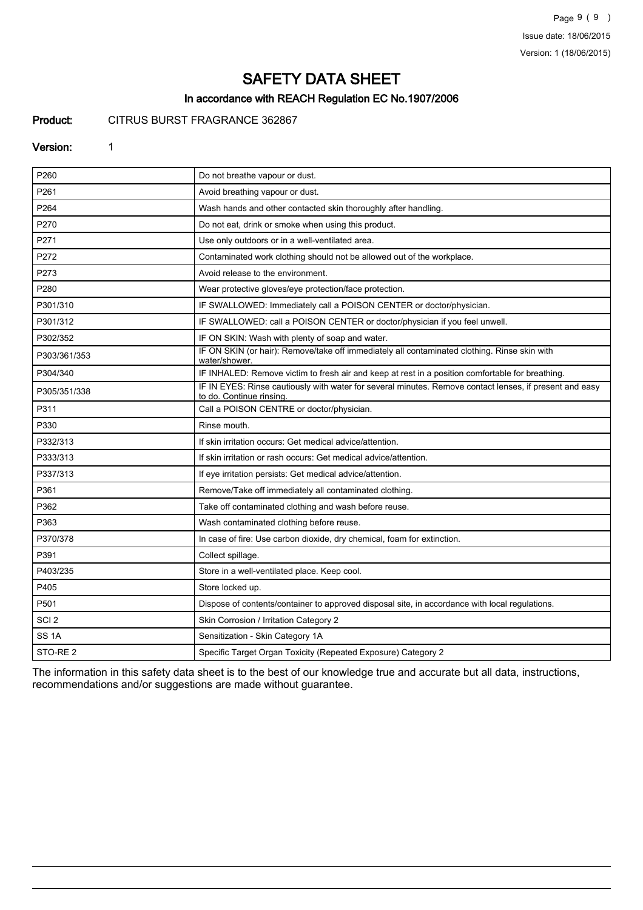# SAFETY DATA SHEET

## In accordance with REACH Regulation EC No.1907/2006

**Product:** CITRUS BURST FRAGRANCE 362867

**Version:** 1

| | |
|---|---|
| P260 | Do not breathe vapour or dust. |
| P261 | Avoid breathing vapour or dust. |
| P264 | Wash hands and other contacted skin thoroughly after handling. |
| P270 | Do not eat, drink or smoke when using this product. |
| P271 | Use only outdoors or in a well-ventilated area. |
| P272 | Contaminated work clothing should not be allowed out of the workplace. |
| P273 | Avoid release to the environment. |
| P280 | Wear protective gloves/eye protection/face protection. |
| P301/310 | IF SWALLOWED: Immediately call a POISON CENTER or doctor/physician. |
| P301/312 | IF SWALLOWED: call a POISON CENTER or doctor/physician if you feel unwell. |
| P302/352 | IF ON SKIN: Wash with plenty of soap and water. |
| P303/361/353 | IF ON SKIN (or hair): Remove/take off immediately all contaminated clothing. Rinse skin with water/shower. |
| P304/340 | IF INHALED: Remove victim to fresh air and keep at rest in a position comfortable for breathing. |
| P305/351/338 | IF IN EYES: Rinse cautiously with water for several minutes. Remove contact lenses, if present and easy to do. Continue rinsing. |
| P311 | Call a POISON CENTRE or doctor/physician. |
| P330 | Rinse mouth. |
| P332/313 | If skin irritation occurs: Get medical advice/attention. |
| P333/313 | If skin irritation or rash occurs: Get medical advice/attention. |
| P337/313 | If eye irritation persists: Get medical advice/attention. |
| P361 | Remove/Take off immediately all contaminated clothing. |
| P362 | Take off contaminated clothing and wash before reuse. |
| P363 | Wash contaminated clothing before reuse. |
| P370/378 | In case of fire: Use carbon dioxide, dry chemical, foam for extinction. |
| P391 | Collect spillage. |
| P403/235 | Store in a well-ventilated place. Keep cool. |
| P405 | Store locked up. |
| P501 | Dispose of contents/container to approved disposal site, in accordance with local regulations. |
| SCI 2 | Skin Corrosion / Irritation Category 2 |
| SS 1A | Sensitization - Skin Category 1A |
| STO-RE 2 | Specific Target Organ Toxicity (Repeated Exposure) Category 2 |

The information in this safety data sheet is to the best of our knowledge true and accurate but all data, instructions, recommendations and/or suggestions are made without guarantee.